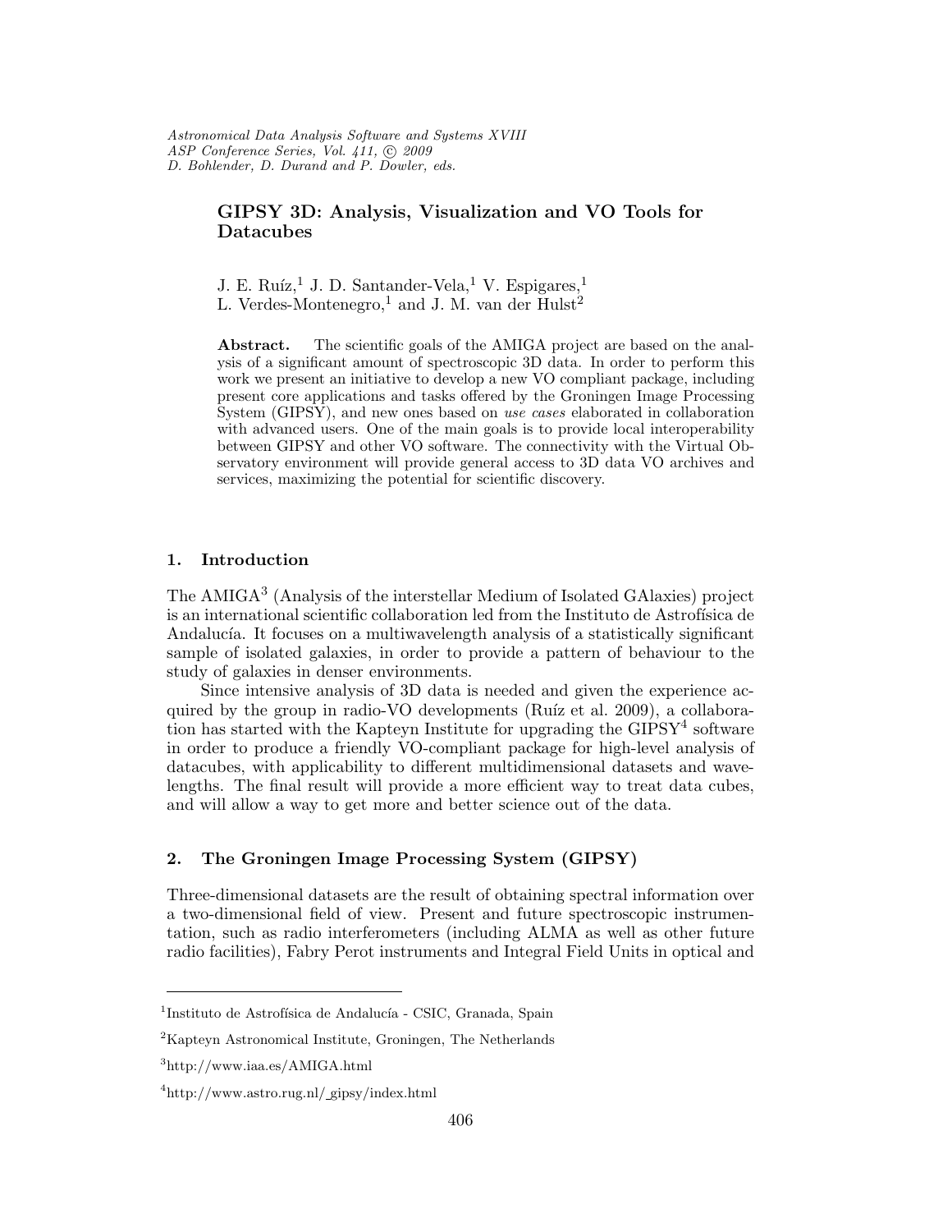# GIPSY 3D: Analysis, Visualization and VO Tools for Datacubes

J. E. Ruíz,[1] J. D. Santander-Vela,[1] V. Espigares,[1] L. Verdes-Montenegro,[1] and J. M. van der Hulst[2]

**Abstract.** The scientific goals of the AMIGA project are based on the analysis of a significant amount of spectroscopic 3D data. In order to perform this work we present an initiative to develop a new VO compliant package, including present core applications and tasks offered by the Groningen Image Processing System (GIPSY), and new ones based on *use cases* elaborated in collaboration with advanced users. One of the main goals is to provide local interoperability between GIPSY and other VO software. The connectivity with the Virtual Observatory environment will provide general access to 3D data VO archives and services, maximizing the potential for scientific discovery.

## 1. Introduction

The AMIGA[3] (Analysis of the interstellar Medium of Isolated GAlaxies) project is an international scientific collaboration led from the Instituto de Astrofísica de Andalucía. It focuses on a multiwavelength analysis of a statistically significant sample of isolated galaxies, in order to provide a pattern of behaviour to the study of galaxies in denser environments.

Since intensive analysis of 3D data is needed and given the experience acquired by the group in radio-VO developments (Ruíz et al. 2009), a collaboration has started with the Kapteyn Institute for upgrading the GIPSY[4] software in order to produce a friendly VO-compliant package for high-level analysis of datacubes, with applicability to different multidimensional datasets and wavelengths. The final result will provide a more efficient way to treat data cubes, and will allow a way to get more and better science out of the data.

## 2. The Groningen Image Processing System (GIPSY)

Three-dimensional datasets are the result of obtaining spectral information over a two-dimensional field of view. Present and future spectroscopic instrumentation, such as radio interferometers (including ALMA as well as other future radio facilities), Fabry Perot instruments and Integral Field Units in optical and

---

[1] Instituto de Astrofísica de Andalucía - CSIC, Granada, Spain

[2] Kapteyn Astronomical Institute, Groningen, The Netherlands

[3] http://www.iaa.es/AMIGA.html

[4] http://www.astro.rug.nl/_gipsy/index.html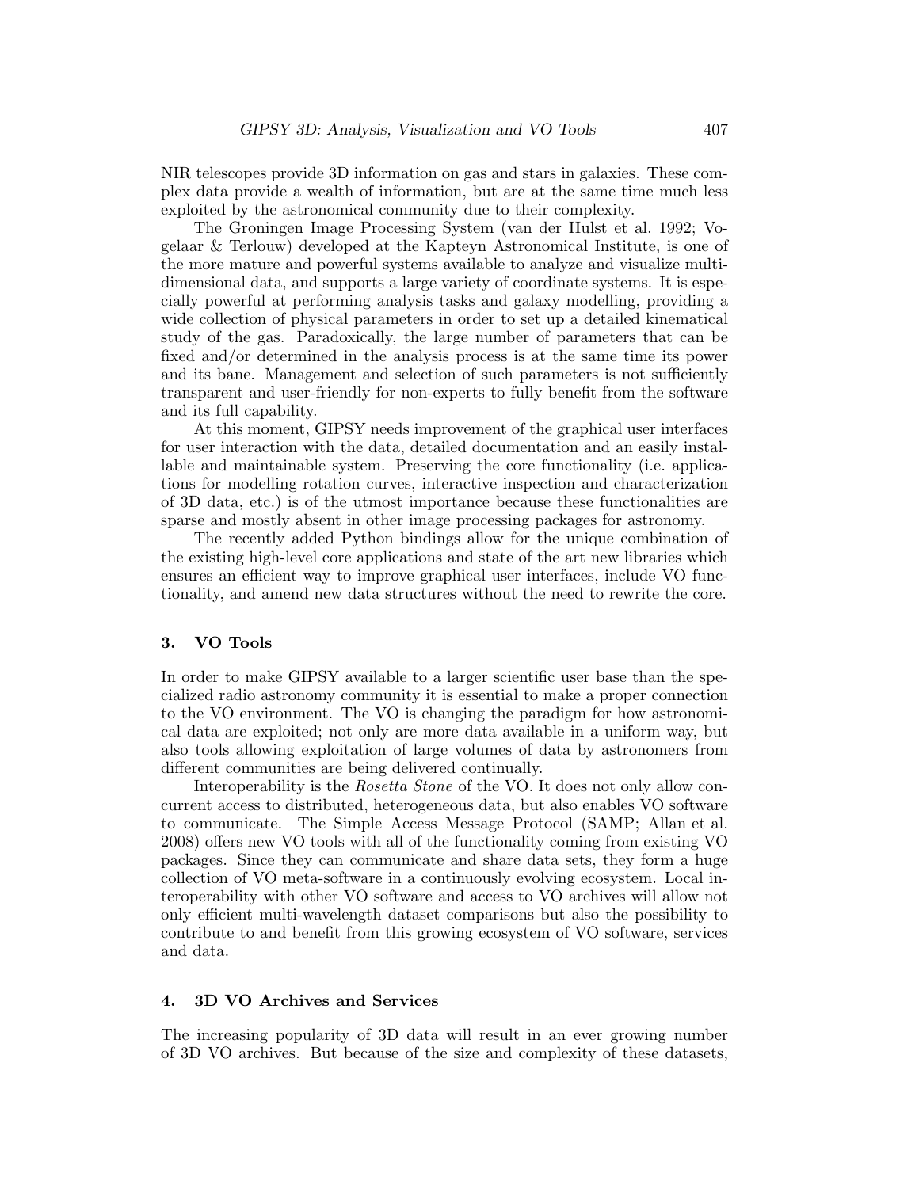NIR telescopes provide 3D information on gas and stars in galaxies. These complex data provide a wealth of information, but are at the same time much less exploited by the astronomical community due to their complexity.

The Groningen Image Processing System (van der Hulst et al. 1992; Vogelaar & Terlouw) developed at the Kapteyn Astronomical Institute, is one of the more mature and powerful systems available to analyze and visualize multi-dimensional data, and supports a large variety of coordinate systems. It is especially powerful at performing analysis tasks and galaxy modelling, providing a wide collection of physical parameters in order to set up a detailed kinematical study of the gas. Paradoxically, the large number of parameters that can be fixed and/or determined in the analysis process is at the same time its power and its bane. Management and selection of such parameters is not sufficiently transparent and user-friendly for non-experts to fully benefit from the software and its full capability.

At this moment, GIPSY needs improvement of the graphical user interfaces for user interaction with the data, detailed documentation and an easily installable and maintainable system. Preserving the core functionality (i.e. applications for modelling rotation curves, interactive inspection and characterization of 3D data, etc.) is of the utmost importance because these functionalities are sparse and mostly absent in other image processing packages for astronomy.

The recently added Python bindings allow for the unique combination of the existing high-level core applications and state of the art new libraries which ensures an efficient way to improve graphical user interfaces, include VO functionality, and amend new data structures without the need to rewrite the core.

## 3. VO Tools

In order to make GIPSY available to a larger scientific user base than the specialized radio astronomy community it is essential to make a proper connection to the VO environment. The VO is changing the paradigm for how astronomical data are exploited; not only are more data available in a uniform way, but also tools allowing exploitation of large volumes of data by astronomers from different communities are being delivered continually.

Interoperability is the *Rosetta Stone* of the VO. It does not only allow concurrent access to distributed, heterogeneous data, but also enables VO software to communicate. The Simple Access Message Protocol (SAMP; Allan et al. 2008) offers new VO tools with all of the functionality coming from existing VO packages. Since they can communicate and share data sets, they form a huge collection of VO meta-software in a continuously evolving ecosystem. Local interoperability with other VO software and access to VO archives will allow not only efficient multi-wavelength dataset comparisons but also the possibility to contribute to and benefit from this growing ecosystem of VO software, services and data.

## 4. 3D VO Archives and Services

The increasing popularity of 3D data will result in an ever growing number of 3D VO archives. But because of the size and complexity of these datasets,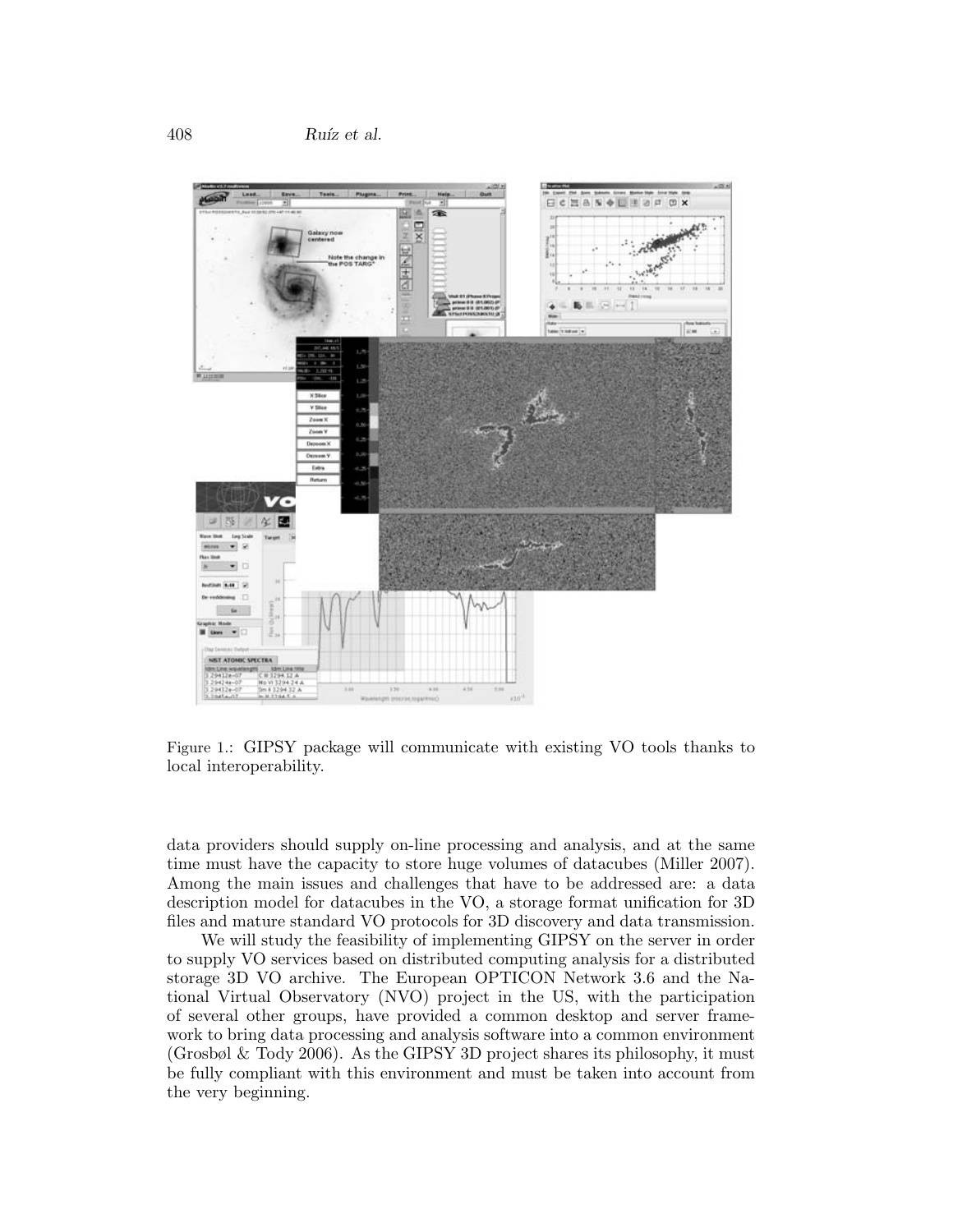Figure 1.: GIPSY package will communicate with existing VO tools thanks to local interoperability.

data providers should supply on-line processing and analysis, and at the same time must have the capacity to store huge volumes of datacubes (Miller 2007). Among the main issues and challenges that have to be addressed are: a data description model for datacubes in the VO, a storage format unification for 3D files and mature standard VO protocols for 3D discovery and data transmission.

We will study the feasibility of implementing GIPSY on the server in order to supply VO services based on distributed computing analysis for a distributed storage 3D VO archive. The European OPTICON Network 3.6 and the National Virtual Observatory (NVO) project in the US, with the participation of several other groups, have provided a common desktop and server framework to bring data processing and analysis software into a common environment (Grosbøl & Tody 2006). As the GIPSY 3D project shares its philosophy, it must be fully compliant with this environment and must be taken into account from the very beginning.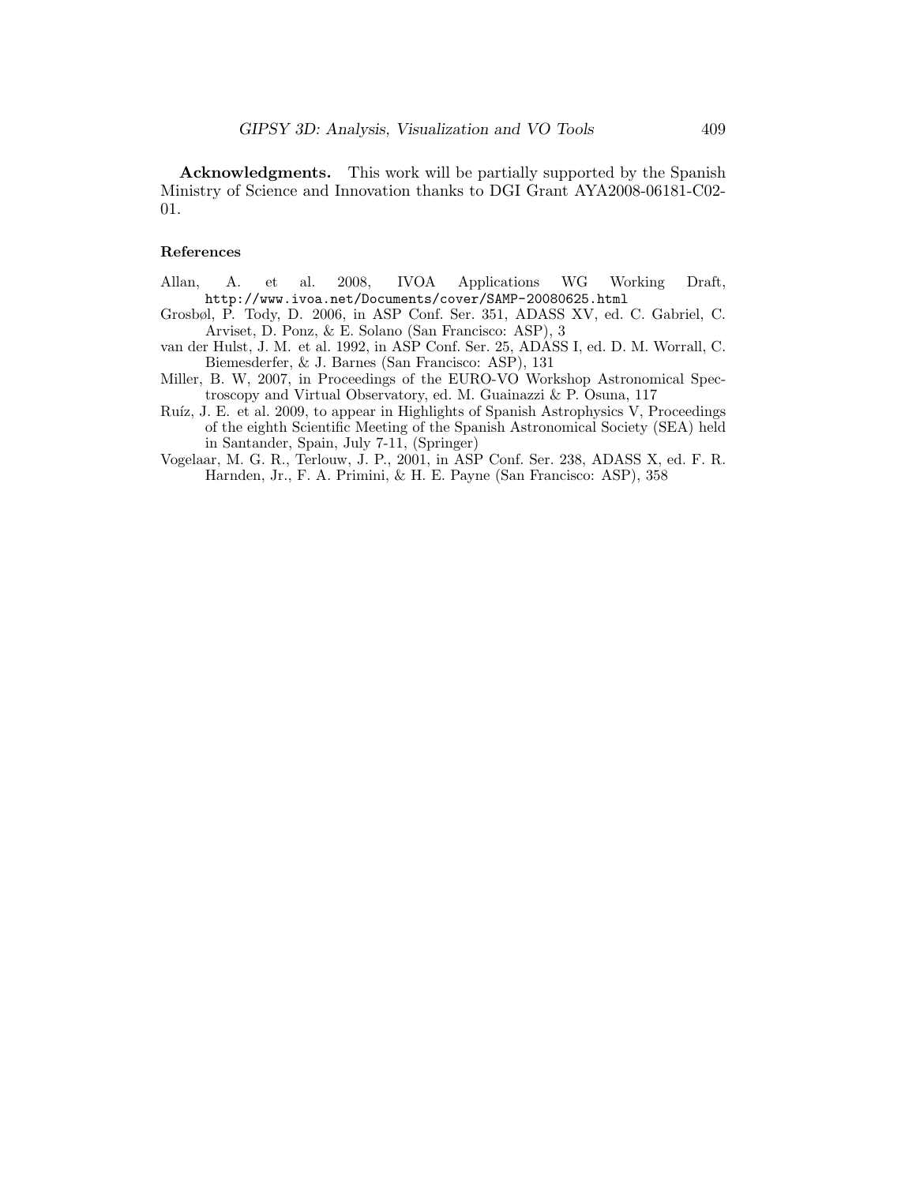**Acknowledgments.** This work will be partially supported by the Spanish Ministry of Science and Innovation thanks to DGI Grant AYA2008-06181-C02-01.

### References

Allan, A. et al. 2008, IVOA Applications WG Working Draft, `http://www.ivoa.net/Documents/cover/SAMP-20080625.html`

Grosbøl, P. Tody, D. 2006, in ASP Conf. Ser. 351, ADASS XV, ed. C. Gabriel, C. Arviset, D. Ponz, & E. Solano (San Francisco: ASP), 3

van der Hulst, J. M. et al. 1992, in ASP Conf. Ser. 25, ADASS I, ed. D. M. Worrall, C. Biemesderfer, & J. Barnes (San Francisco: ASP), 131

Miller, B. W, 2007, in Proceedings of the EURO-VO Workshop Astronomical Spectroscopy and Virtual Observatory, ed. M. Guainazzi & P. Osuna, 117

Ruíz, J. E. et al. 2009, to appear in Highlights of Spanish Astrophysics V, Proceedings of the eighth Scientific Meeting of the Spanish Astronomical Society (SEA) held in Santander, Spain, July 7-11, (Springer)

Vogelaar, M. G. R., Terlouw, J. P., 2001, in ASP Conf. Ser. 238, ADASS X, ed. F. R. Harnden, Jr., F. A. Primini, & H. E. Payne (San Francisco: ASP), 358